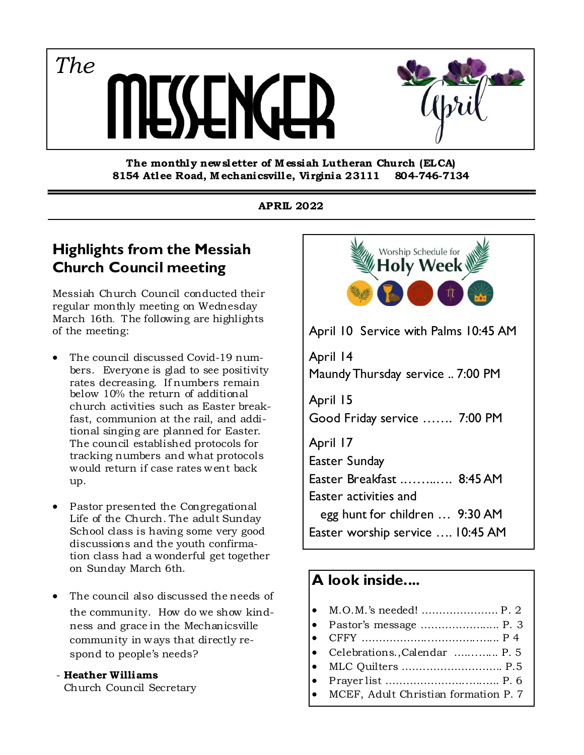# The MESSENGER

April

**The monthly newsletter of Messiah Lutheran Church (ELCA)**
**8154 Atlee Road, Mechanicsville, Virginia 23111  804-746-7134**

**APRIL 2022**

## Highlights from the Messiah Church Council meeting

Messiah Church Council conducted their regular monthly meeting on Wednesday March 16th. The following are highlights of the meeting:

- The council discussed Covid-19 numbers. Everyone is glad to see positivity rates decreasing. If numbers remain below 10% the return of additional church activities such as Easter breakfast, communion at the rail, and additional singing are planned for Easter. The council established protocols for tracking numbers and what protocols would return if case rates went back up.
- Pastor presented the Congregational Life of the Church. The adult Sunday School class is having some very good discussions and the youth confirmation class had a wonderful get together on Sunday March 6th.
- The council also discussed the needs of the community. How do we show kindness and grace in the Mechanicsville community in ways that directly respond to people's needs?

- **Heather Williams**
Church Council Secretary

### Worship Schedule for Holy Week

April 10 Service with Palms 10:45 AM

April 14
Maundy Thursday service .. 7:00 PM

April 15
Good Friday service ……. 7:00 PM

April 17
Easter Sunday
Easter Breakfast ……..…. 8:45 AM
Easter activities and
egg hunt for children … 9:30 AM
Easter worship service …. 10:45 AM

## A look inside....

- M.O.M.'s needed! …………………. P. 2
- Pastor's message ………………..… P. 3
- CFFY ……………….……………..…. P 4
- Celebrations.,Calendar ….….….. P. 5
- MLC Quilters ……………………….. P.5
- Prayer list ……………………….….…. P. 6
- MCEF, Adult Christian formation P. 7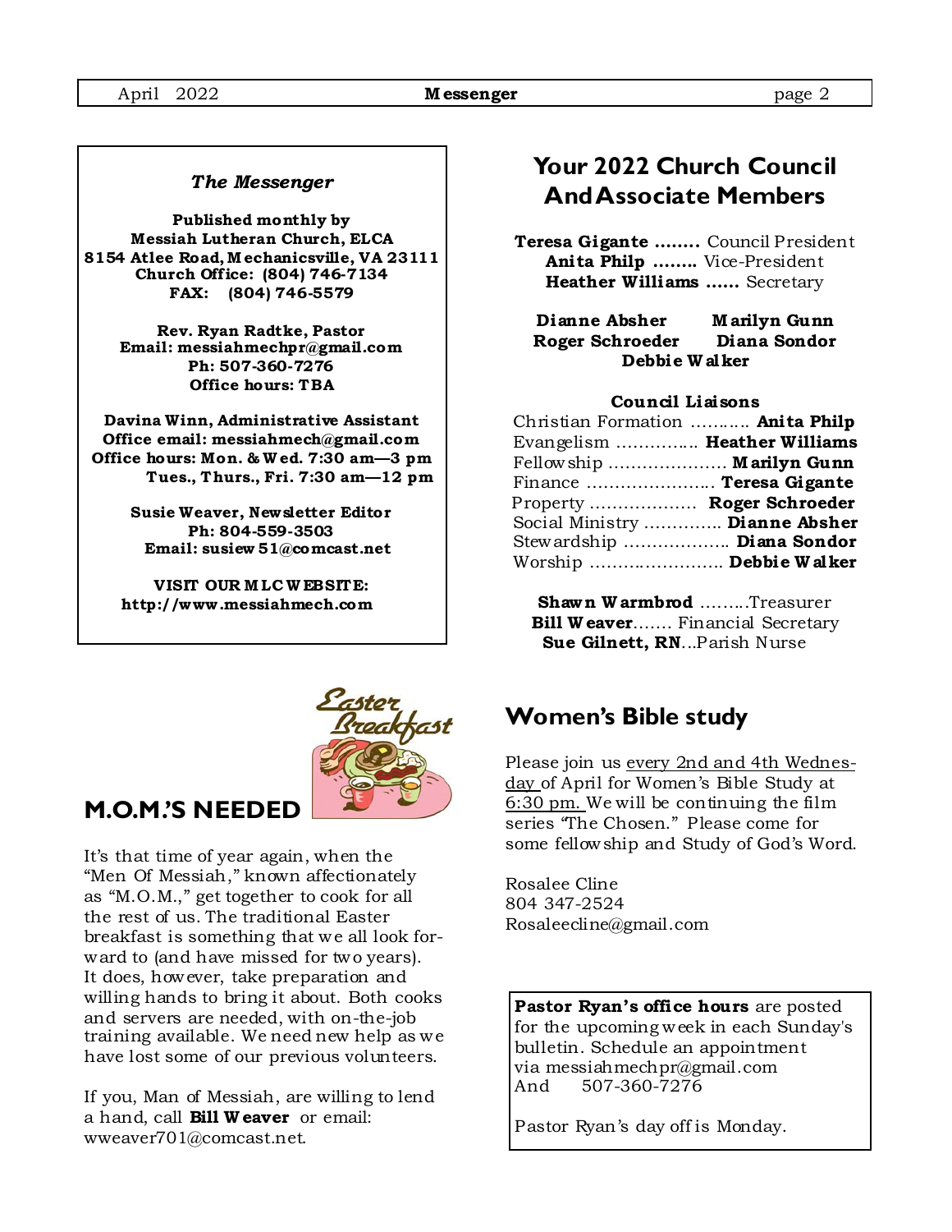### *The Messenger*

**Published monthly by**
**Messiah Lutheran Church, ELCA**
**8154 Atlee Road, Mechanicsville, VA 23111**
**Church Office: (804) 746-7134**
**FAX: (804) 746-5579**

**Rev. Ryan Radtke, Pastor**
**Email: messiahmechpr@gmail.com**
**Ph: 507-360-7276**
**Office hours: TBA**

**Davina Winn, Administrative Assistant**
**Office email: messiahmech@gmail.com**
**Office hours: Mon. & Wed. 7:30 am—3 pm**
**Tues., Thurs., Fri. 7:30 am—12 pm**

**Susie Weaver, Newsletter Editor**
**Ph: 804-559-3503**
**Email: susiew51@comcast.net**

**VISIT OUR MLC WEBSITE:**
**http://www.messiahmech.com**

## Your 2022 Church Council And Associate Members

**Teresa Gigante** ........ Council President
**Anita Philp** ........ Vice-President
**Heather Williams** ...... Secretary

**Dianne Absher** **Marilyn Gunn**
**Roger Schroeder** **Diana Sondor**
**Debbie Walker**

**Council Liaisons**

Christian Formation ........... **Anita Philp**
Evangelism ............... **Heather Williams**
Fellowship ..................... **Marilyn Gunn**
Finance ...................... **Teresa Gigante**
Property .................. **Roger Schroeder**
Social Ministry .............. **Dianne Absher**
Stewardship .................. **Diana Sondor**
Worship ......................... **Debbie Walker**

**Shawn Warmbrod** .........Treasurer
**Bill Weaver**....... Financial Secretary
**Sue Gilnett, RN**...Parish Nurse

Easter Breakfast

## M.O.M.'S NEEDED

It's that time of year again, when the "Men Of Messiah," known affectionately as "M.O.M.," get together to cook for all the rest of us. The traditional Easter breakfast is something that we all look forward to (and have missed for two years). It does, however, take preparation and willing hands to bring it about. Both cooks and servers are needed, with on-the-job training available. We need new help as we have lost some of our previous volunteers.

If you, Man of Messiah, are willing to lend a hand, call **Bill Weaver** or email: wweaver701@comcast.net.

## Women's Bible study

Please join us every 2nd and 4th Wednesday of April for Women's Bible Study at 6:30 pm. We will be continuing the film series "The Chosen." Please come for some fellowship and Study of God's Word.

Rosalee Cline
804 347-2524
Rosaleecline@gmail.com

**Pastor Ryan's office hours** are posted for the upcoming week in each Sunday's bulletin. Schedule an appointment via messiahmechpr@gmail.com And 507-360-7276

Pastor Ryan's day off is Monday.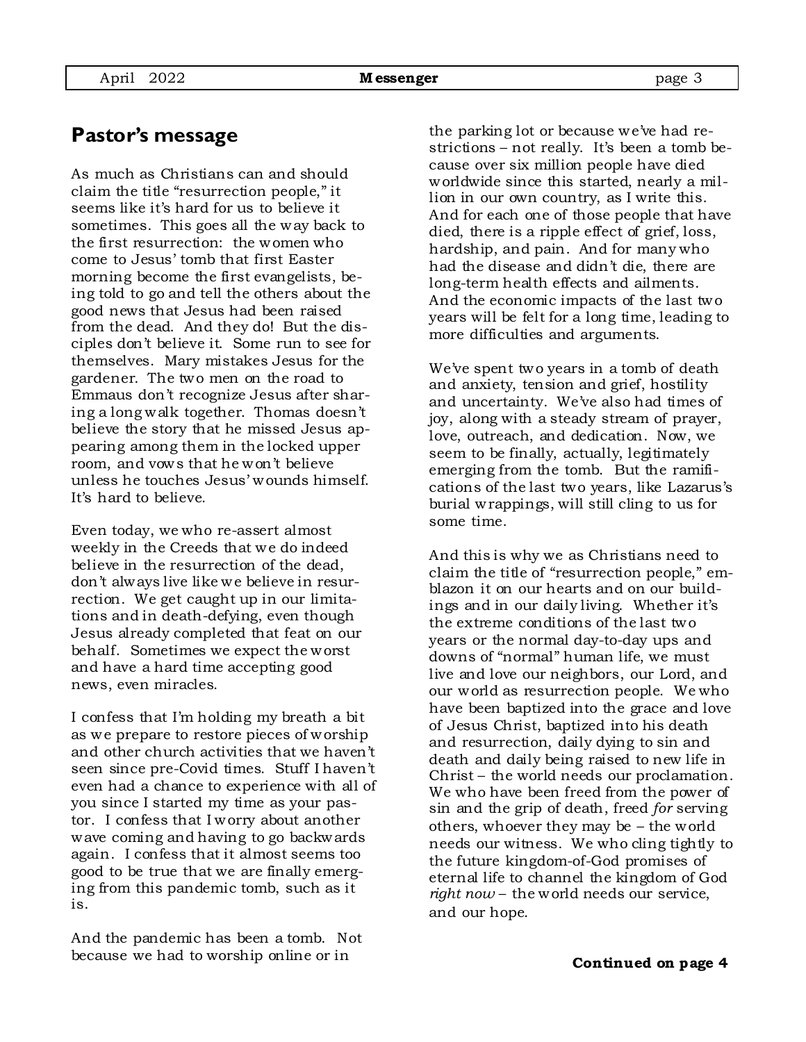## Pastor's message

As much as Christians can and should claim the title "resurrection people," it seems like it's hard for us to believe it sometimes. This goes all the way back to the first resurrection: the women who come to Jesus' tomb that first Easter morning become the first evangelists, being told to go and tell the others about the good news that Jesus had been raised from the dead. And they do! But the disciples don't believe it. Some run to see for themselves. Mary mistakes Jesus for the gardener. The two men on the road to Emmaus don't recognize Jesus after sharing a long walk together. Thomas doesn't believe the story that he missed Jesus appearing among them in the locked upper room, and vows that he won't believe unless he touches Jesus' wounds himself. It's hard to believe.

Even today, we who re-assert almost weekly in the Creeds that we do indeed believe in the resurrection of the dead, don't always live like we believe in resurrection. We get caught up in our limitations and in death-defying, even though Jesus already completed that feat on our behalf. Sometimes we expect the worst and have a hard time accepting good news, even miracles.

I confess that I'm holding my breath a bit as we prepare to restore pieces of worship and other church activities that we haven't seen since pre-Covid times. Stuff I haven't even had a chance to experience with all of you since I started my time as your pastor. I confess that I worry about another wave coming and having to go backwards again. I confess that it almost seems too good to be true that we are finally emerging from this pandemic tomb, such as it is.

And the pandemic has been a tomb. Not because we had to worship online or in the parking lot or because we've had restrictions – not really. It's been a tomb because over six million people have died worldwide since this started, nearly a million in our own country, as I write this. And for each one of those people that have died, there is a ripple effect of grief, loss, hardship, and pain. And for many who had the disease and didn't die, there are long-term health effects and ailments. And the economic impacts of the last two years will be felt for a long time, leading to more difficulties and arguments.

We've spent two years in a tomb of death and anxiety, tension and grief, hostility and uncertainty. We've also had times of joy, along with a steady stream of prayer, love, outreach, and dedication. Now, we seem to be finally, actually, legitimately emerging from the tomb. But the ramifications of the last two years, like Lazarus's burial wrappings, will still cling to us for some time.

And this is why we as Christians need to claim the title of "resurrection people," emblazon it on our hearts and on our buildings and in our daily living. Whether it's the extreme conditions of the last two years or the normal day-to-day ups and downs of "normal" human life, we must live and love our neighbors, our Lord, and our world as resurrection people. We who have been baptized into the grace and love of Jesus Christ, baptized into his death and resurrection, daily dying to sin and death and daily being raised to new life in Christ – the world needs our proclamation. We who have been freed from the power of sin and the grip of death, freed *for* serving others, whoever they may be – the world needs our witness. We who cling tightly to the future kingdom-of-God promises of eternal life to channel the kingdom of God *right now* – the world needs our service, and our hope.

**Continued on page 4**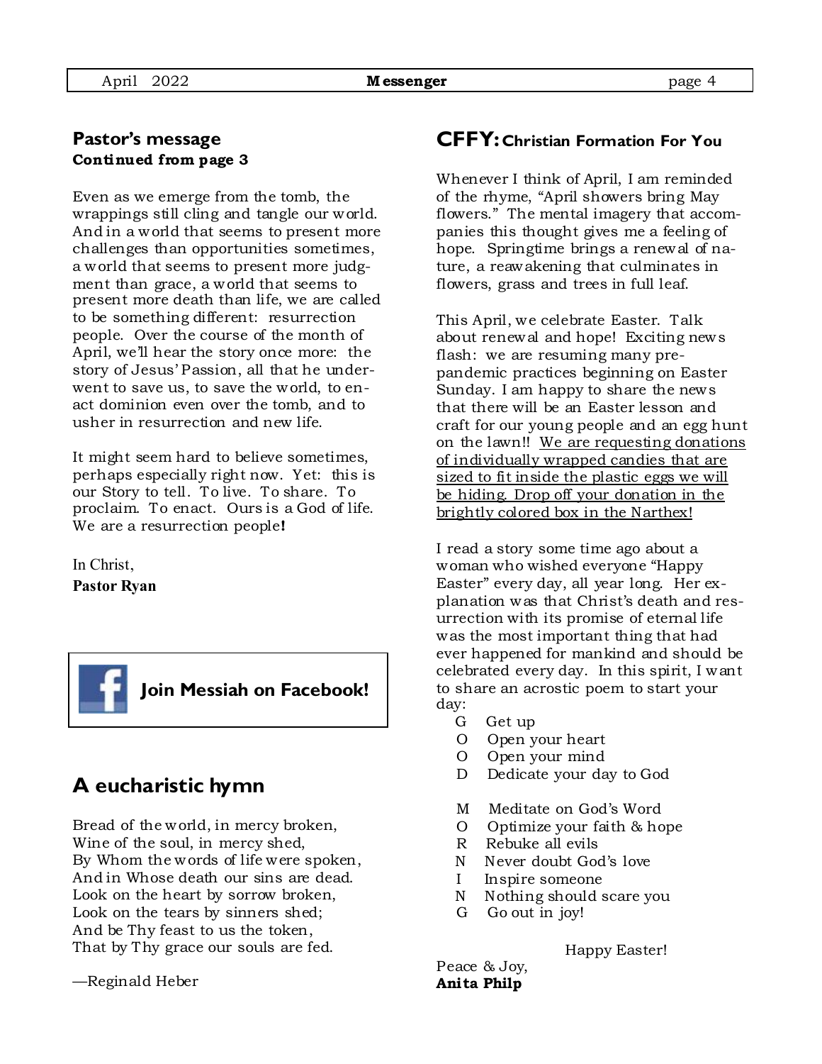## Pastor's message
**Continued from page 3**

Even as we emerge from the tomb, the wrappings still cling and tangle our world. And in a world that seems to present more challenges than opportunities sometimes, a world that seems to present more judgment than grace, a world that seems to present more death than life, we are called to be something different: resurrection people. Over the course of the month of April, we'll hear the story once more: the story of Jesus' Passion, all that he underwent to save us, to save the world, to enact dominion even over the tomb, and to usher in resurrection and new life.

It might seem hard to believe sometimes, perhaps especially right now. Yet: this is our Story to tell. To live. To share. To proclaim. To enact. Ours is a God of life. We are a resurrection people**!**

In Christ,
**Pastor Ryan**

**Join Messiah on Facebook!**

## A eucharistic hymn

Bread of the world, in mercy broken,
Wine of the soul, in mercy shed,
By Whom the words of life were spoken,
And in Whose death our sins are dead.
Look on the heart by sorrow broken,
Look on the tears by sinners shed;
And be Thy feast to us the token,
That by Thy grace our souls are fed.

—Reginald Heber

## CFFY: Christian Formation For You

Whenever I think of April, I am reminded of the rhyme, "April showers bring May flowers." The mental imagery that accompanies this thought gives me a feeling of hope. Springtime brings a renewal of nature, a reawakening that culminates in flowers, grass and trees in full leaf.

This April, we celebrate Easter. Talk about renewal and hope! Exciting news flash: we are resuming many pre-pandemic practices beginning on Easter Sunday. I am happy to share the news that there will be an Easter lesson and craft for our young people and an egg hunt on the lawn!! <u>We are requesting donations of individually wrapped candies that are sized to fit inside the plastic eggs we will be hiding. Drop off your donation in the brightly colored box in the Narthex!</u>

I read a story some time ago about a woman who wished everyone "Happy Easter" every day, all year long. Her explanation was that Christ's death and resurrection with its promise of eternal life was the most important thing that had ever happened for mankind and should be celebrated every day. In this spirit, I want to share an acrostic poem to start your day:

G Get up
O Open your heart
O Open your mind
D Dedicate your day to God

M Meditate on God's Word
O Optimize your faith & hope
R Rebuke all evils
N Never doubt God's love
I Inspire someone
N Nothing should scare you
G Go out in joy!

Happy Easter!

Peace & Joy,
**Anita Philp**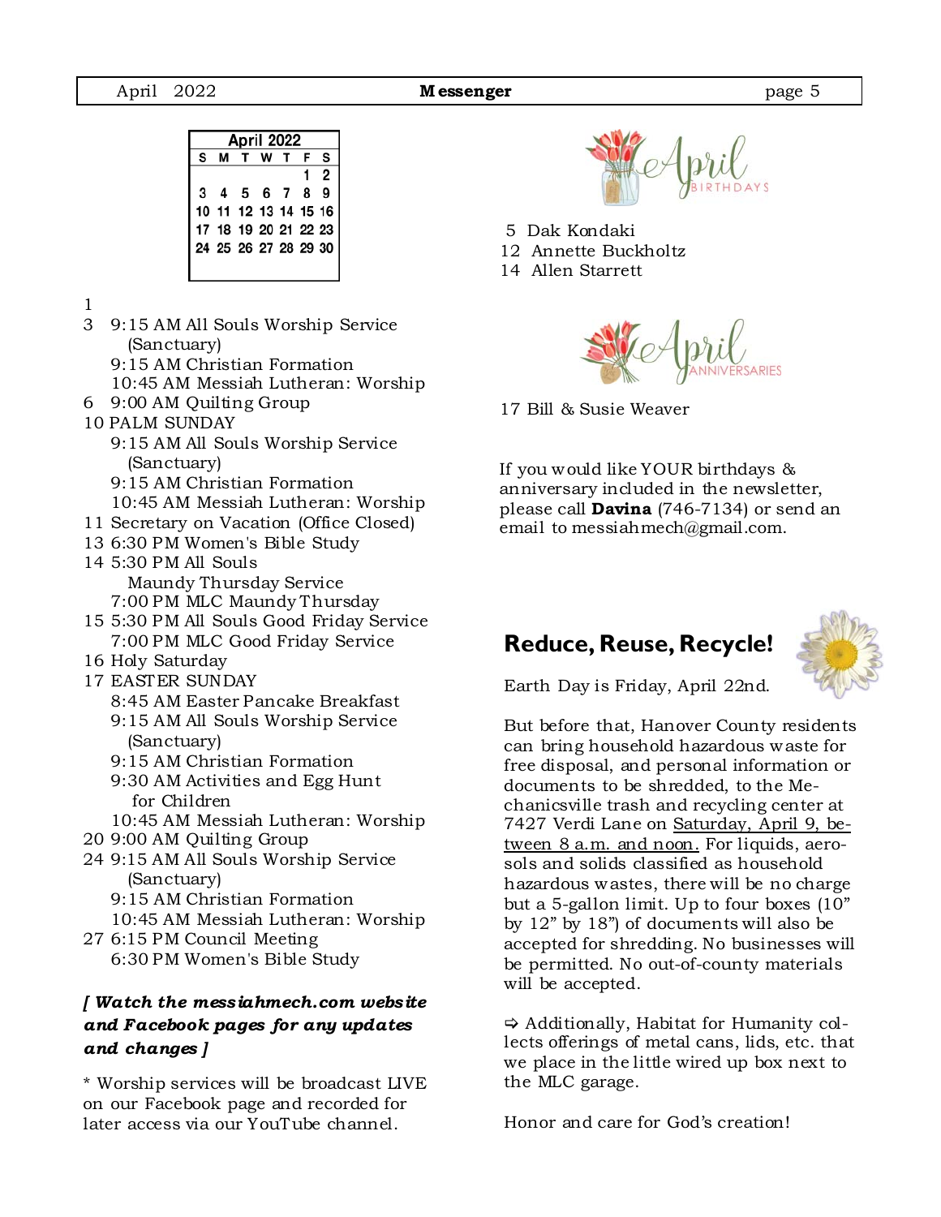| April 2022 | | | | | | |
|---|---|---|---|---|---|---|
| S | M | T | W | T | F | S |
| | | | | | 1 | 2 |
| 3 | 4 | 5 | 6 | 7 | 8 | 9 |
| 10 | 11 | 12 | 13 | 14 | 15 | 16 |
| 17 | 18 | 19 | 20 | 21 | 22 | 23 |
| 24 | 25 | 26 | 27 | 28 | 29 | 30 |

1

3 9:15 AM All Souls Worship Service (Sanctuary)
 9:15 AM Christian Formation
 10:45 AM Messiah Lutheran: Worship

6 9:00 AM Quilting Group

10 PALM SUNDAY
 9:15 AM All Souls Worship Service (Sanctuary)
 9:15 AM Christian Formation
 10:45 AM Messiah Lutheran: Worship

11 Secretary on Vacation (Office Closed)

13 6:30 PM Women's Bible Study

14 5:30 PM All Souls Maundy Thursday Service
 7:00 PM MLC Maundy Thursday

15 5:30 PM All Souls Good Friday Service
 7:00 PM MLC Good Friday Service

16 Holy Saturday

17 EASTER SUNDAY
 8:45 AM Easter Pancake Breakfast
 9:15 AM All Souls Worship Service (Sanctuary)
 9:15 AM Christian Formation
 9:30 AM Activities and Egg Hunt for Children
 10:45 AM Messiah Lutheran: Worship

20 9:00 AM Quilting Group

24 9:15 AM All Souls Worship Service (Sanctuary)
 9:15 AM Christian Formation
 10:45 AM Messiah Lutheran: Worship

27 6:15 PM Council Meeting
 6:30 PM Women's Bible Study

***[ Watch the messiahmech.com website and Facebook pages for any updates and changes ]***

* Worship services will be broadcast LIVE on our Facebook page and recorded for later access via our YouTube channel.

## April BIRTHDAYS

5 Dak Kondaki
12 Annette Buckholtz
14 Allen Starrett

## April ANNIVERSARIES

17 Bill & Susie Weaver

If you would like YOUR birthdays & anniversary included in the newsletter, please call **Davina** (746-7134) or send an email to messiahmech@gmail.com.

## Reduce, Reuse, Recycle!

Earth Day is Friday, April 22nd.

But before that, Hanover County residents can bring household hazardous waste for free disposal, and personal information or documents to be shredded, to the Mechanicsville trash and recycling center at 7427 Verdi Lane on Saturday, April 9, between 8 a.m. and noon. For liquids, aerosols and solids classified as household hazardous wastes, there will be no charge but a 5-gallon limit. Up to four boxes (10" by 12" by 18") of documents will also be accepted for shredding. No businesses will be permitted. No out-of-county materials will be accepted.

⇨ Additionally, Habitat for Humanity collects offerings of metal cans, lids, etc. that we place in the little wired up box next to the MLC garage.

Honor and care for God's creation!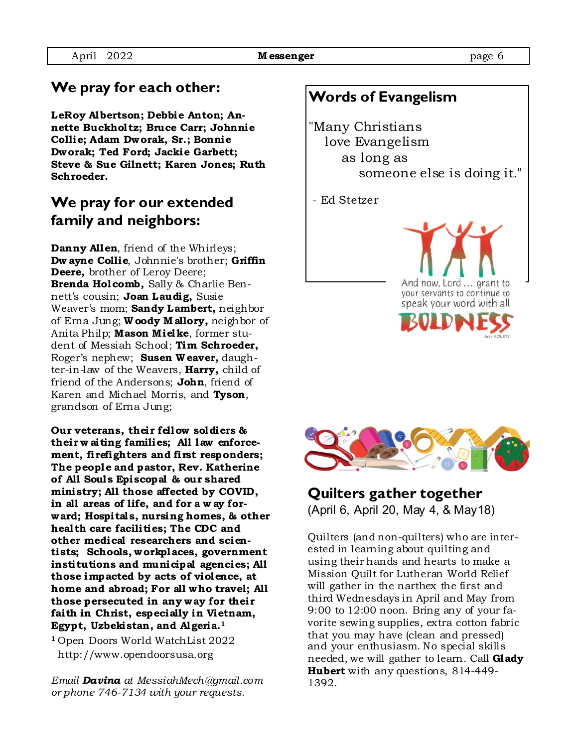## We pray for each other:

**LeRoy Albertson; Debbie Anton; Annette Buckholtz; Bruce Carr; Johnnie Collie; Adam Dworak, Sr.; Bonnie Dworak; Ted Ford; Jackie Garbett; Steve & Sue Gilnett; Karen Jones; Ruth Schroeder.**

## We pray for our extended family and neighbors:

**Danny Allen**, friend of the Whirleys; **Dwayne Collie**, Johnnie's brother; **Griffin Deere,** brother of Leroy Deere; **Brenda Holcomb,** Sally & Charlie Bennett's cousin; **Joan Laudig,** Susie Weaver's mom; **Sandy Lambert,** neighbor of Erna Jung; **Woody Mallory,** neighbor of Anita Philp; **Mason Mielke**, former student of Messiah School; **Tim Schroeder,** Roger's nephew; **Susen Weaver,** daughter-in-law of the Weavers, **Harry,** child of friend of the Andersons; **John**, friend of Karen and Michael Morris, and **Tyson**, grandson of Erna Jung;

**Our veterans, their fellow soldiers & their waiting families; All law enforcement, firefighters and first responders; The people and pastor, Rev. Katherine of All Souls Episcopal & our shared ministry; All those affected by COVID, in all areas of life, and for a way forward; Hospitals, nursing homes, & other health care facilities; The CDC and other medical researchers and scientists; Schools, workplaces, government institutions and municipal agencies; All those impacted by acts of violence, at home and abroad; For all who travel; All those persecuted in any way for their faith in Christ, especially in Vietnam, Egypt, Uzbekistan, and Algeria.**[1]

[1] Open Doors World WatchList 2022 http://www.opendoorsusa.org

*Email **Davina** at MessiahMech@gmail.com or phone 746-7134 with your requests.*

## Words of Evangelism

"Many Christians
love Evangelism
as long as
someone else is doing it."

- Ed Stetzer

And now, Lord ... grant to your servants to continue to speak your word with all BOLDNESS

Acts 4:29, ESV

## Quilters gather together

(April 6, April 20, May 4, & May18)

Quilters (and non-quilters) who are interested in learning about quilting and using their hands and hearts to make a Mission Quilt for Lutheran World Relief will gather in the narthex the first and third Wednesdays in April and May from 9:00 to 12:00 noon. Bring any of your favorite sewing supplies, extra cotton fabric that you may have (clean and pressed) and your enthusiasm. No special skills needed, we will gather to learn. Call **Glady Hubert** with any questions, 814-449-1392.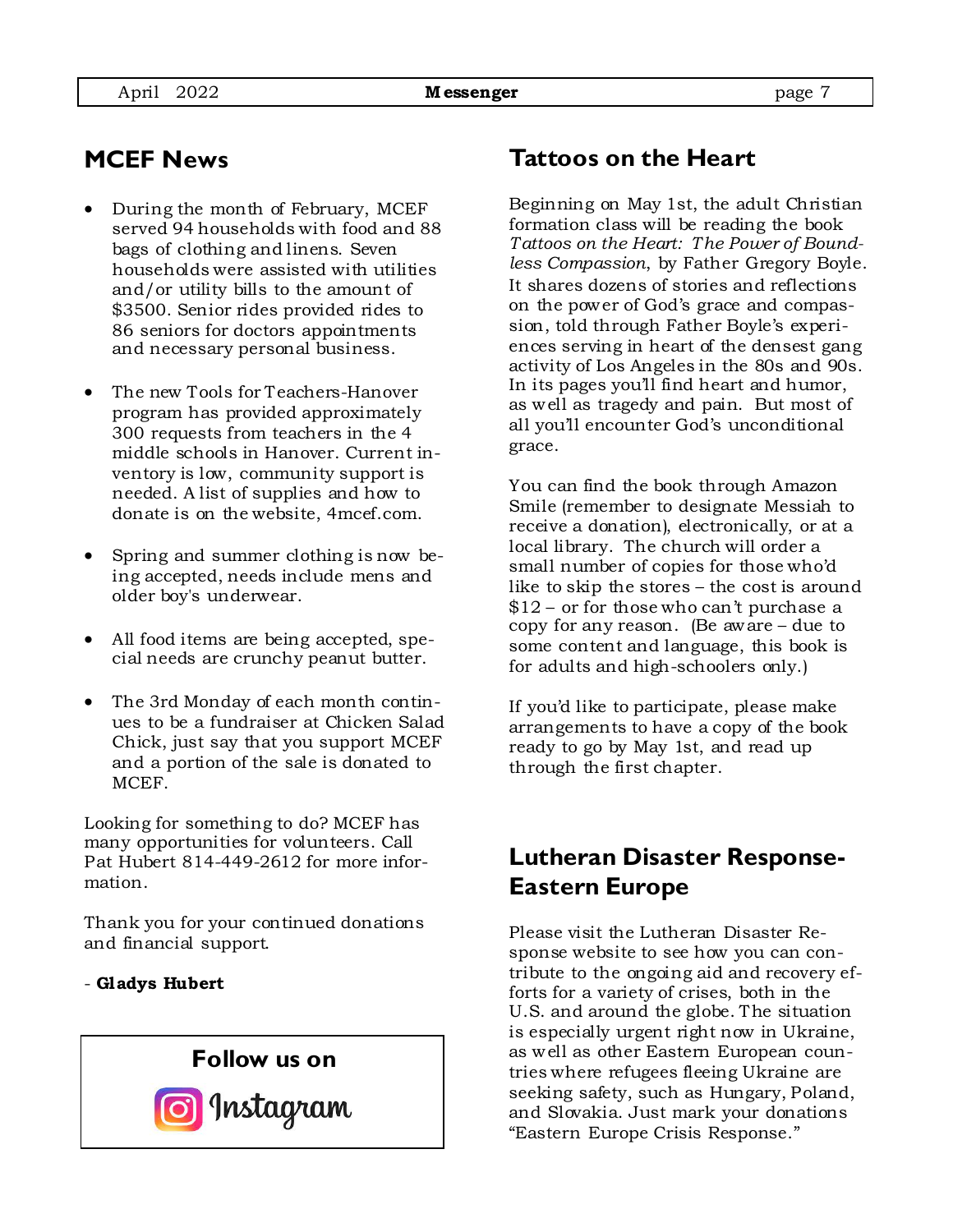## MCEF News

- During the month of February, MCEF served 94 households with food and 88 bags of clothing and linens. Seven households were assisted with utilities and/or utility bills to the amount of $3500. Senior rides provided rides to 86 seniors for doctors appointments and necessary personal business.

- The new Tools for Teachers-Hanover program has provided approximately 300 requests from teachers in the 4 middle schools in Hanover. Current inventory is low, community support is needed. A list of supplies and how to donate is on the website, 4mcef.com.

- Spring and summer clothing is now being accepted, needs include mens and older boy's underwear.

- All food items are being accepted, special needs are crunchy peanut butter.

- The 3rd Monday of each month continues to be a fundraiser at Chicken Salad Chick, just say that you support MCEF and a portion of the sale is donated to MCEF.

Looking for something to do? MCEF has many opportunities for volunteers. Call Pat Hubert 814-449-2612 for more information.

Thank you for your continued donations and financial support.

- **Gladys Hubert**

**Follow us on**

Instagram

## Tattoos on the Heart

Beginning on May 1st, the adult Christian formation class will be reading the book *Tattoos on the Heart: The Power of Boundless Compassion*, by Father Gregory Boyle. It shares dozens of stories and reflections on the power of God's grace and compassion, told through Father Boyle's experiences serving in heart of the densest gang activity of Los Angeles in the 80s and 90s. In its pages you'll find heart and humor, as well as tragedy and pain. But most of all you'll encounter God's unconditional grace.

You can find the book through Amazon Smile (remember to designate Messiah to receive a donation), electronically, or at a local library. The church will order a small number of copies for those who'd like to skip the stores – the cost is around $12 – or for those who can't purchase a copy for any reason. (Be aware – due to some content and language, this book is for adults and high-schoolers only.)

If you'd like to participate, please make arrangements to have a copy of the book ready to go by May 1st, and read up through the first chapter.

## Lutheran Disaster Response-Eastern Europe

Please visit the Lutheran Disaster Response website to see how you can contribute to the ongoing aid and recovery efforts for a variety of crises, both in the U.S. and around the globe. The situation is especially urgent right now in Ukraine, as well as other Eastern European countries where refugees fleeing Ukraine are seeking safety, such as Hungary, Poland, and Slovakia. Just mark your donations "Eastern Europe Crisis Response."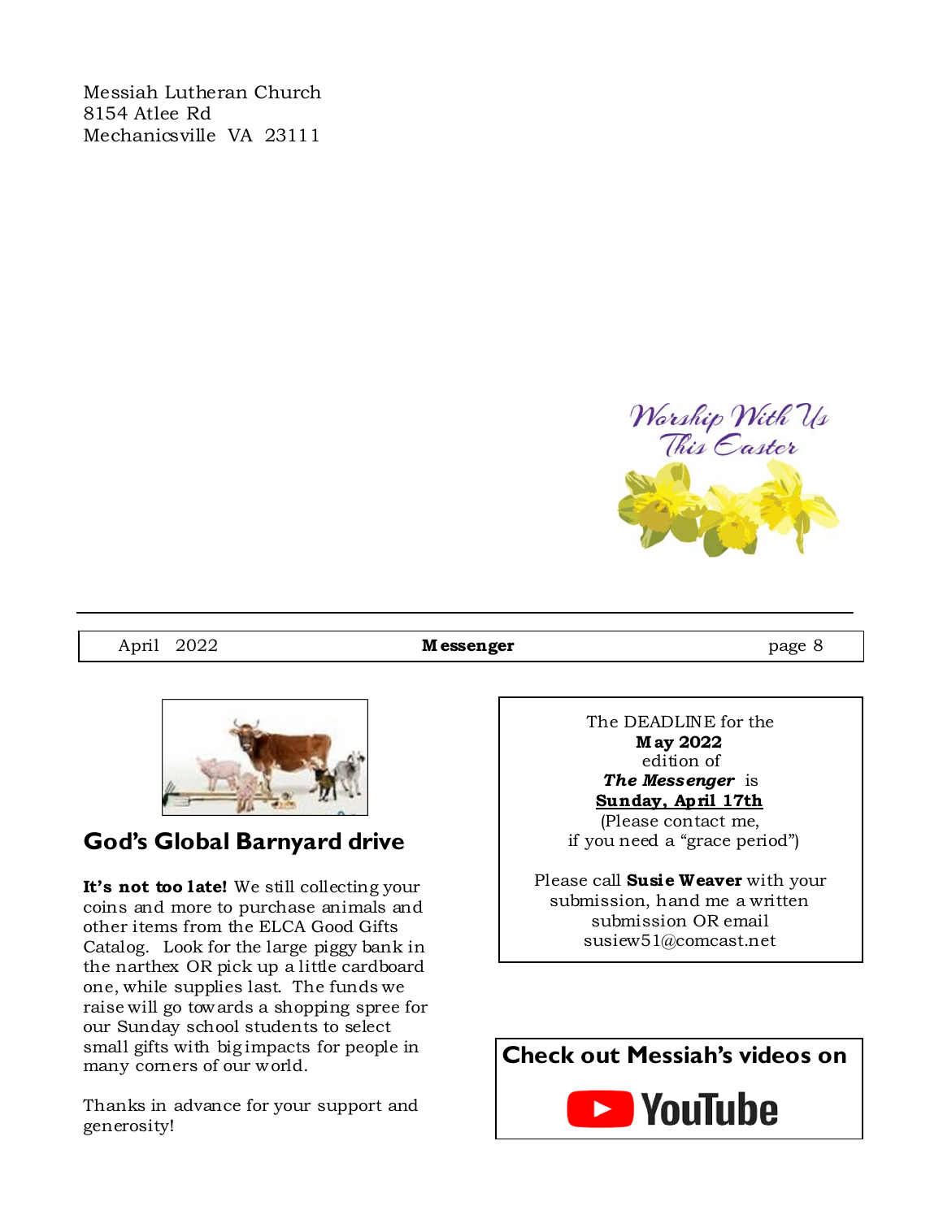Messiah Lutheran Church
8154 Atlee Rd
Mechanicsville VA 23111

Worship With Us This Easter

## God's Global Barnyard drive

**It's not too late!** We still collecting your coins and more to purchase animals and other items from the ELCA Good Gifts Catalog. Look for the large piggy bank in the narthex OR pick up a little cardboard one, while supplies last. The funds we raise will go towards a shopping spree for our Sunday school students to select small gifts with big impacts for people in many corners of our world.

Thanks in advance for your support and generosity!

The DEADLINE for the
**May 2022**
edition of
***The Messenger*** is
**Sunday, April 17th**
(Please contact me,
if you need a "grace period")

Please call **Susie Weaver** with your submission, hand me a written submission OR email susiew51@comcast.net

**Check out Messiah's videos on YouTube**